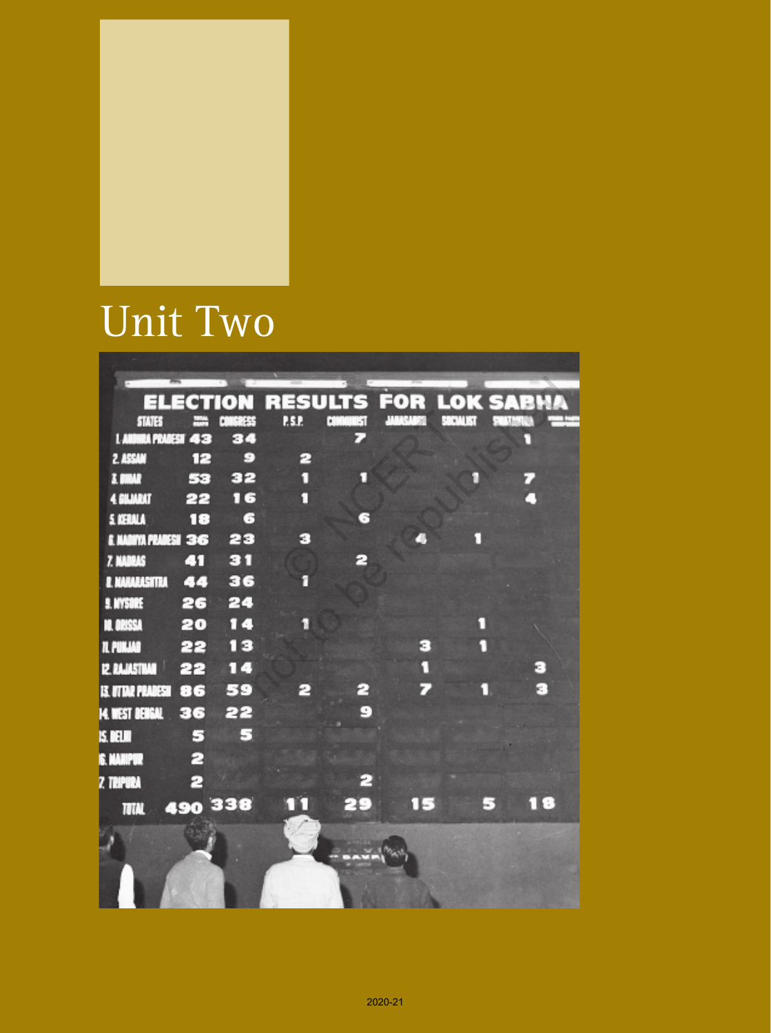# Unit Two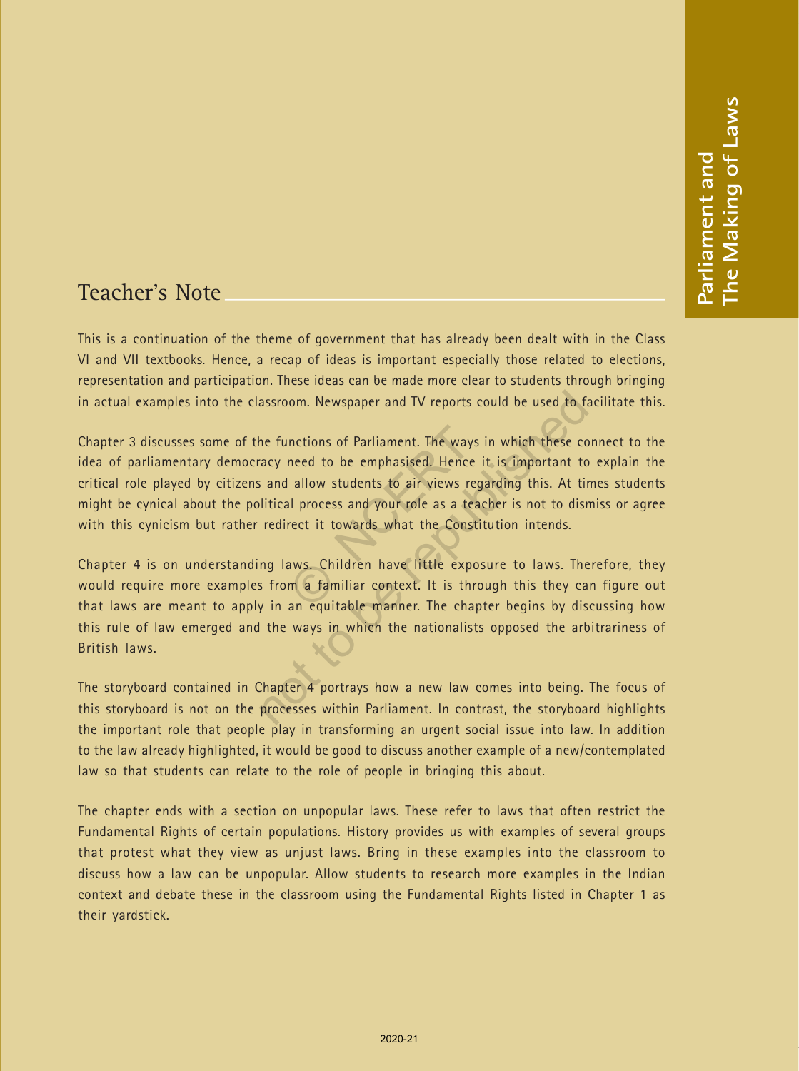## Teacher's Note

This is a continuation of the theme of government that has already been dealt with in the Class VI and VII textbooks. Hence, a recap of ideas is important especially those related to elections, representation and participation. These ideas can be made more clear to students through bringing in actual examples into the classroom. Newspaper and TV reports could be used to facilitate this.

Chapter 3 discusses some of the functions of Parliament. The ways in which these connect to the idea of parliamentary democracy need to be emphasised. Hence it is important to explain the critical role played by citizens and allow students to air views regarding this. At times students might be cynical about the political process and your role as a teacher is not to dismiss or agree with this cynicism but rather redirect it towards what the Constitution intends.

Chapter 4 is on understanding laws. Children have little exposure to laws. Therefore, they would require more examples from a familiar context. It is through this they can figure out that laws are meant to apply in an equitable manner. The chapter begins by discussing how this rule of law emerged and the ways in which the nationalists opposed the arbitrariness of British laws.

The storyboard contained in Chapter 4 portrays how a new law comes into being. The focus of this storyboard is not on the processes within Parliament. In contrast, the storyboard highlights the important role that people play in transforming an urgent social issue into law. In addition to the law already highlighted, it would be good to discuss another example of a new/contemplated law so that students can relate to the role of people in bringing this about.

The chapter ends with a section on unpopular laws. These refer to laws that often restrict the Fundamental Rights of certain populations. History provides us with examples of several groups that protest what they view as unjust laws. Bring in these examples into the classroom to discuss how a law can be unpopular. Allow students to research more examples in the Indian context and debate these in the classroom using the Fundamental Rights listed in Chapter 1 as their yardstick.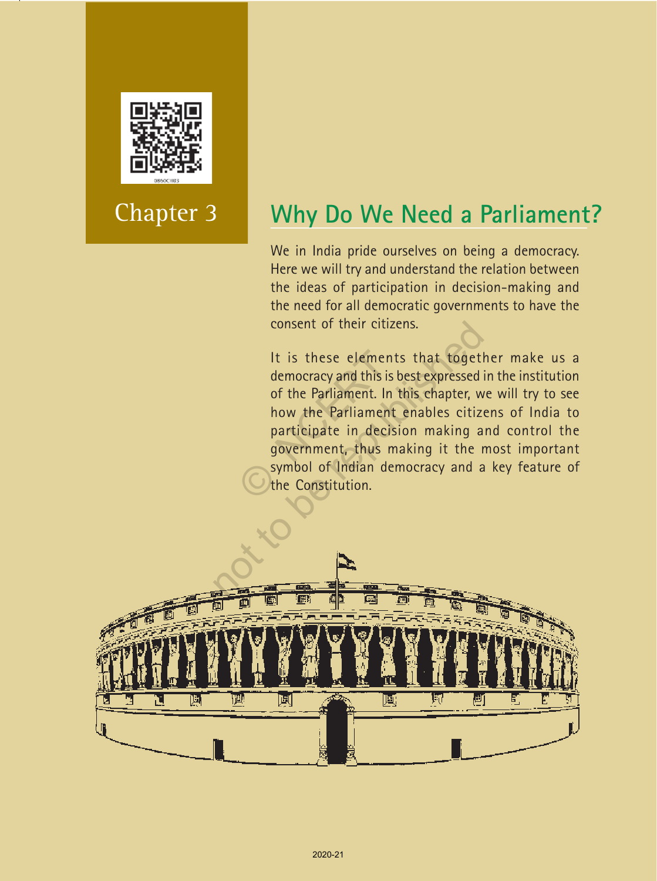Chapter 3

# Why Do We Need a Parliament?

We in India pride ourselves on being a democracy. Here we will try and understand the relation between the ideas of participation in decision-making and the need for all democratic governments to have the consent of their citizens.

It is these elements that together make us a democracy and this is best expressed in the institution of the Parliament. In this chapter, we will try to see how the Parliament enables citizens of India to participate in decision making and control the government, thus making it the most important symbol of Indian democracy and a key feature of the Constitution.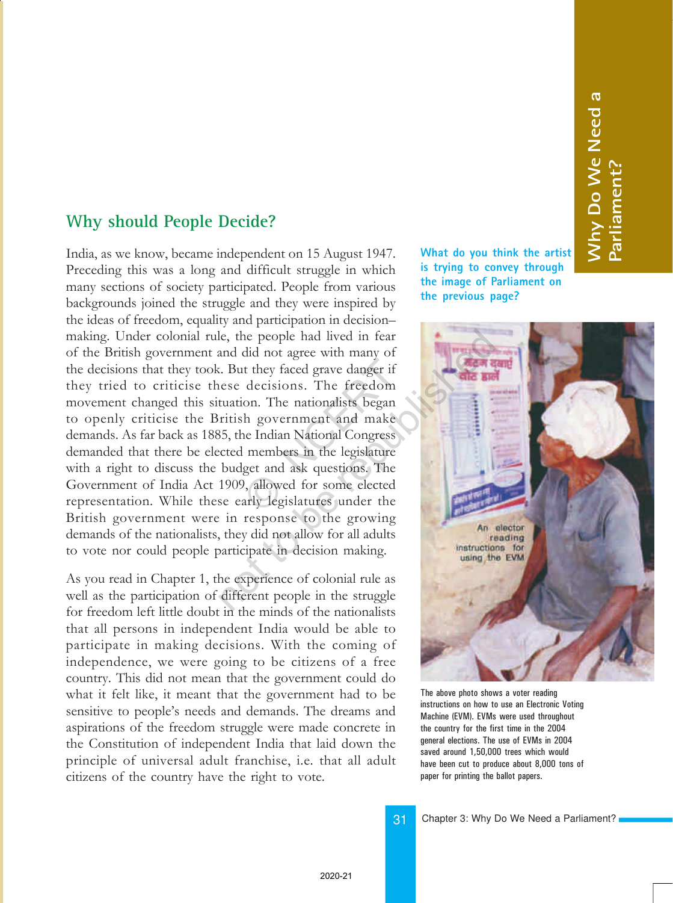## Why should People Decide?

India, as we know, became independent on 15 August 1947. Preceding this was a long and difficult struggle in which many sections of society participated. People from various backgrounds joined the struggle and they were inspired by the ideas of freedom, equality and participation in decision–making. Under colonial rule, the people had lived in fear of the British government and did not agree with many of the decisions that they took. But they faced grave danger if they tried to criticise these decisions. The freedom movement changed this situation. The nationalists began to openly criticise the British government and make demands. As far back as 1885, the Indian National Congress demanded that there be elected members in the legislature with a right to discuss the budget and ask questions. The Government of India Act 1909, allowed for some elected representation. While these early legislatures under the British government were in response to the growing demands of the nationalists, they did not allow for all adults to vote nor could people participate in decision making.

As you read in Chapter 1, the experience of colonial rule as well as the participation of different people in the struggle for freedom left little doubt in the minds of the nationalists that all persons in independent India would be able to participate in making decisions. With the coming of independence, we were going to be citizens of a free country. This did not mean that the government could do what it felt like, it meant that the government had to be sensitive to people's needs and demands. The dreams and aspirations of the freedom struggle were made concrete in the Constitution of independent India that laid down the principle of universal adult franchise, i.e. that all adult citizens of the country have the right to vote.

**What do you think the artist is trying to convey through the image of Parliament on the previous page?**

An elector reading instructions for using the EVM

The above photo shows a voter reading instructions on how to use an Electronic Voting Machine (EVM). EVMs were used throughout the country for the first time in the 2004 general elections. The use of EVMs in 2004 saved around 1,50,000 trees which would have been cut to produce about 8,000 tons of paper for printing the ballot papers.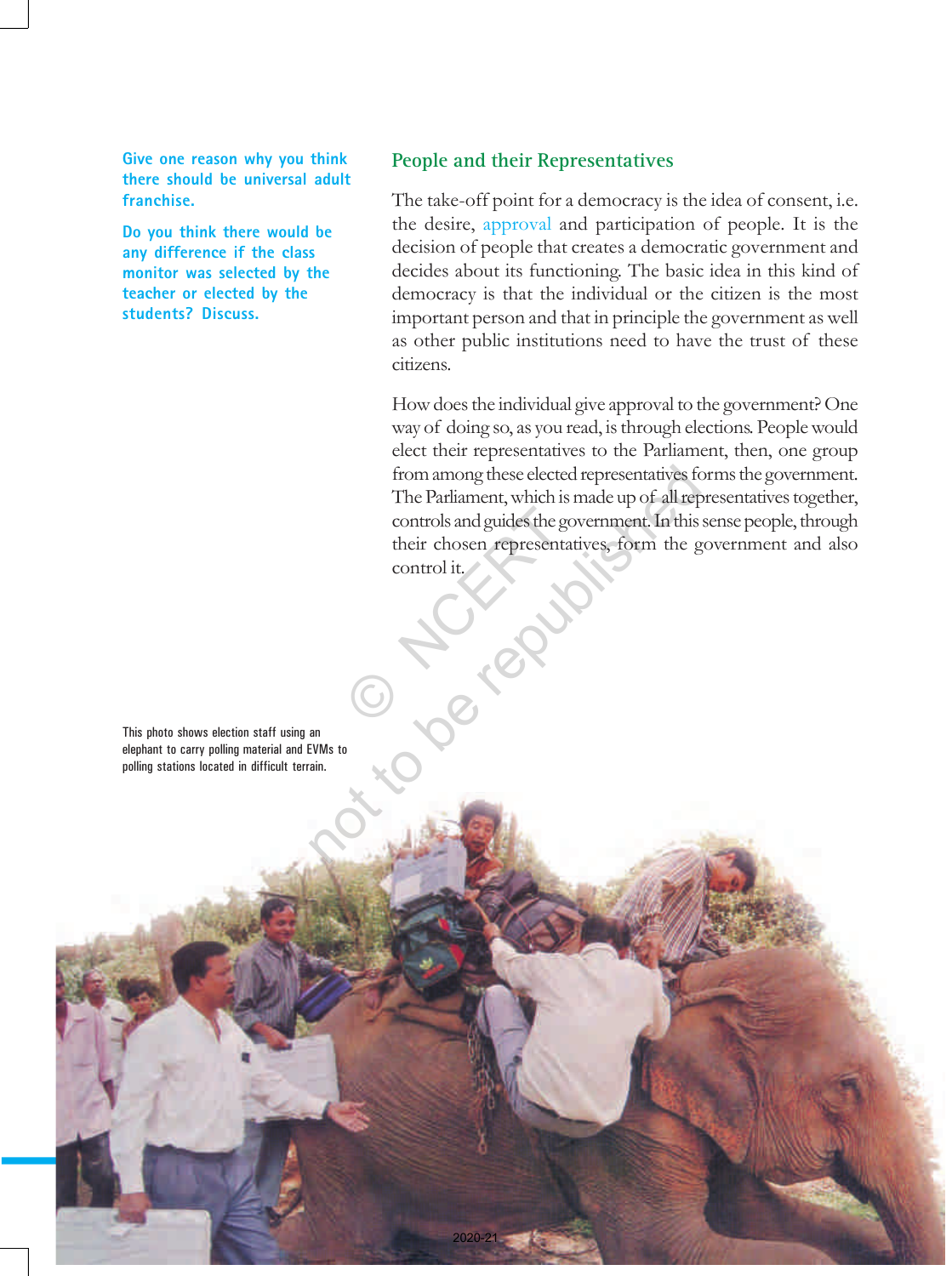Give one reason why you think there should be universal adult franchise.

Do you think there would be any difference if the class monitor was selected by the teacher or elected by the students? Discuss.

## People and their Representatives

The take-off point for a democracy is the idea of consent, i.e. the desire, approval and participation of people. It is the decision of people that creates a democratic government and decides about its functioning. The basic idea in this kind of democracy is that the individual or the citizen is the most important person and that in principle the government as well as other public institutions need to have the trust of these citizens.

How does the individual give approval to the government? One way of doing so, as you read, is through elections. People would elect their representatives to the Parliament, then, one group from among these elected representatives forms the government. The Parliament, which is made up of all representatives together, controls and guides the government. In this sense people, through their chosen representatives, form the government and also control it.

This photo shows election staff using an elephant to carry polling material and EVMs to polling stations located in difficult terrain.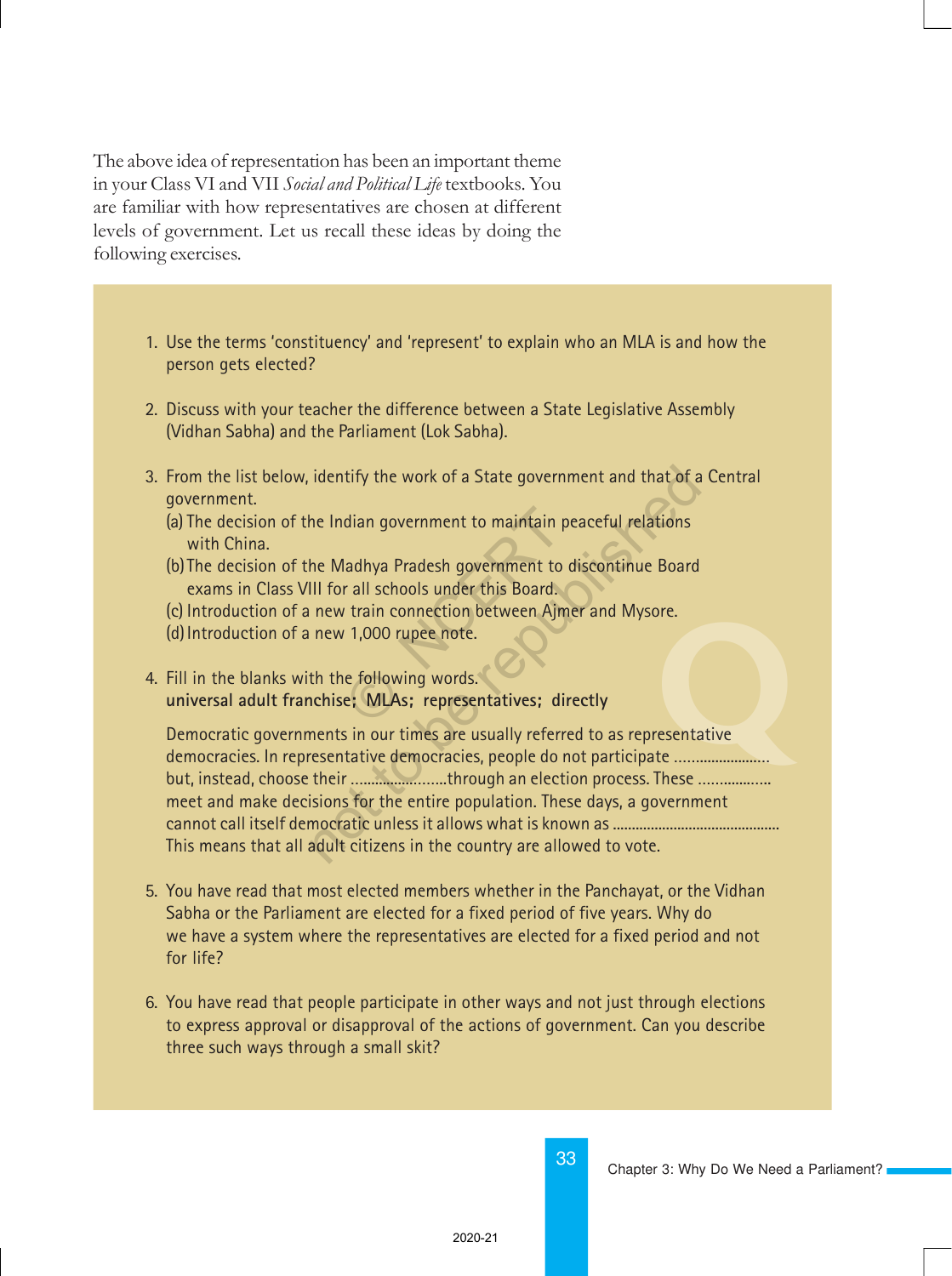The above idea of representation has been an important theme in your Class VI and VII *Social and Political Life* textbooks. You are familiar with how representatives are chosen at different levels of government. Let us recall these ideas by doing the following exercises.

1. Use the terms 'constituency' and 'represent' to explain who an MLA is and how the person gets elected?

2. Discuss with your teacher the difference between a State Legislative Assembly (Vidhan Sabha) and the Parliament (Lok Sabha).

3. From the list below, identify the work of a State government and that of a Central government.
   (a) The decision of the Indian government to maintain peaceful relations with China.
   (b) The decision of the Madhya Pradesh government to discontinue Board exams in Class VIII for all schools under this Board.
   (c) Introduction of a new train connection between Ajmer and Mysore.
   (d) Introduction of a new 1,000 rupee note.

4. Fill in the blanks with the following words.
   **universal adult franchise; MLAs; representatives; directly**

   Democratic governments in our times are usually referred to as representative democracies. In representative democracies, people do not participate ........................ but, instead, choose their ........................through an election process. These ................. meet and make decisions for the entire population. These days, a government cannot call itself democratic unless it allows what is known as ............................................ This means that all adult citizens in the country are allowed to vote.

5. You have read that most elected members whether in the Panchayat, or the Vidhan Sabha or the Parliament are elected for a fixed period of five years. Why do we have a system where the representatives are elected for a fixed period and not for life?

6. You have read that people participate in other ways and not just through elections to express approval or disapproval of the actions of government. Can you describe three such ways through a small skit?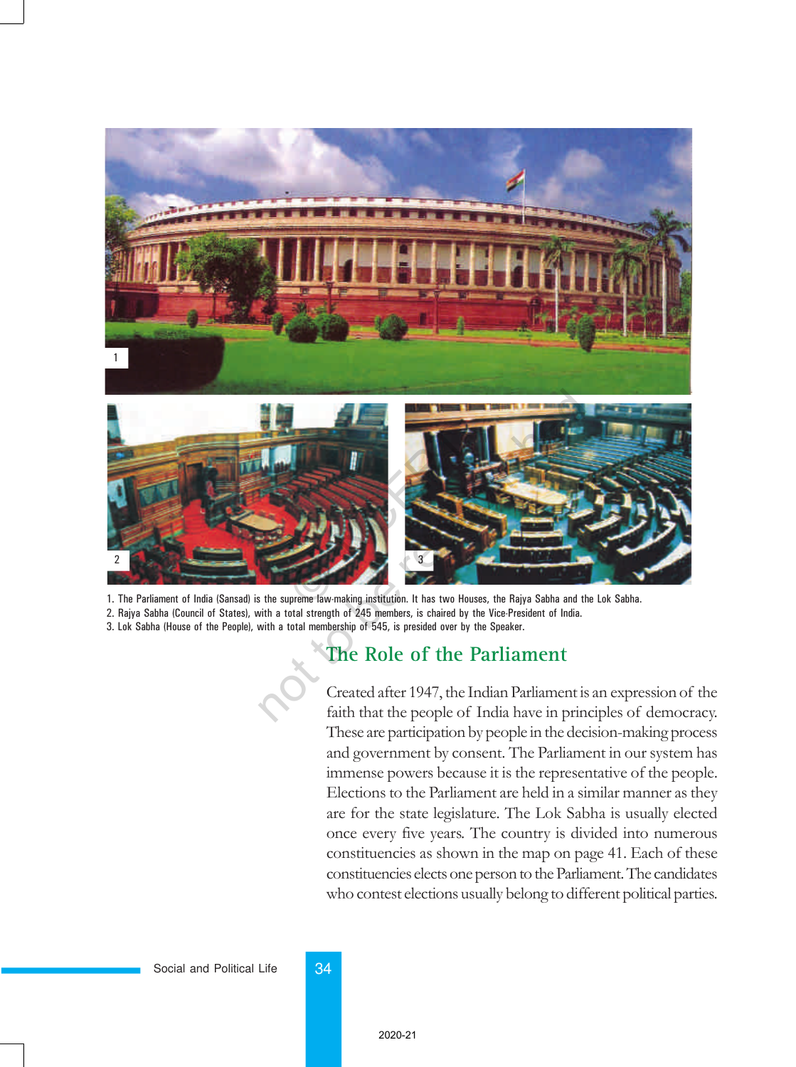1. The Parliament of India (Sansad) is the supreme law-making institution. It has two Houses, the Rajya Sabha and the Lok Sabha.
2. Rajya Sabha (Council of States), with a total strength of 245 members, is chaired by the Vice-President of India.
3. Lok Sabha (House of the People), with a total membership of 545, is presided over by the Speaker.

## The Role of the Parliament

Created after 1947, the Indian Parliament is an expression of the faith that the people of India have in principles of democracy. These are participation by people in the decision-making process and government by consent. The Parliament in our system has immense powers because it is the representative of the people. Elections to the Parliament are held in a similar manner as they are for the state legislature. The Lok Sabha is usually elected once every five years. The country is divided into numerous constituencies as shown in the map on page 41. Each of these constituencies elects one person to the Parliament. The candidates who contest elections usually belong to different political parties.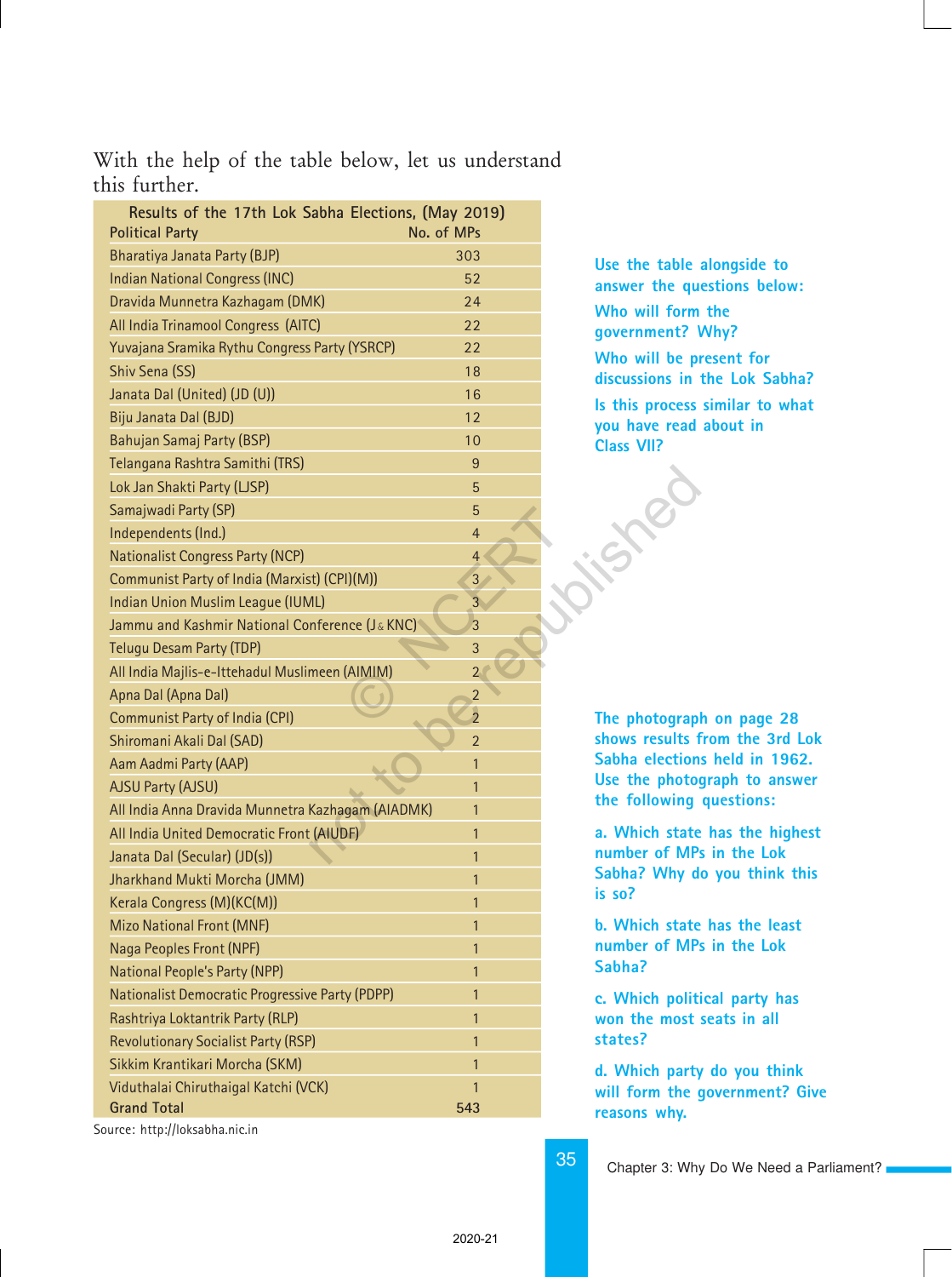With the help of the table below, let us understand this further.

| Results of the 17th Lok Sabha Elections, (May 2019) | |
|---|---|
| Political Party | No. of MPs |
| Bharatiya Janata Party (BJP) | 303 |
| Indian National Congress (INC) | 52 |
| Dravida Munnetra Kazhagam (DMK) | 24 |
| All India Trinamool Congress (AITC) | 22 |
| Yuvajana Sramika Rythu Congress Party (YSRCP) | 22 |
| Shiv Sena (SS) | 18 |
| Janata Dal (United) (JD (U)) | 16 |
| Biju Janata Dal (BJD) | 12 |
| Bahujan Samaj Party (BSP) | 10 |
| Telangana Rashtra Samithi (TRS) | 9 |
| Lok Jan Shakti Party (LJSP) | 5 |
| Samajwadi Party (SP) | 5 |
| Independents (Ind.) | 4 |
| Nationalist Congress Party (NCP) | 4 |
| Communist Party of India (Marxist) (CPI)(M)) | 3 |
| Indian Union Muslim League (IUML) | 3 |
| Jammu and Kashmir National Conference (J&KNC) | 3 |
| Telugu Desam Party (TDP) | 3 |
| All India Majlis-e-Ittehadul Muslimeen (AIMIM) | 2 |
| Apna Dal (Apna Dal) | 2 |
| Communist Party of India (CPI) | 2 |
| Shiromani Akali Dal (SAD) | 2 |
| Aam Aadmi Party (AAP) | 1 |
| AJSU Party (AJSU) | 1 |
| All India Anna Dravida Munnetra Kazhagam (AIADMK) | 1 |
| All India United Democratic Front (AIUDF) | 1 |
| Janata Dal (Secular) (JD(s)) | 1 |
| Jharkhand Mukti Morcha (JMM) | 1 |
| Kerala Congress (M)(KC(M)) | 1 |
| Mizo National Front (MNF) | 1 |
| Naga Peoples Front (NPF) | 1 |
| National People's Party (NPP) | 1 |
| Nationalist Democratic Progressive Party (PDPP) | 1 |
| Rashtriya Loktantrik Party (RLP) | 1 |
| Revolutionary Socialist Party (RSP) | 1 |
| Sikkim Krantikari Morcha (SKM) | 1 |
| Viduthalai Chiruthaigal Katchi (VCK) | 1 |
| **Grand Total** | **543** |

Source: http://loksabha.nic.in

**Use the table alongside to answer the questions below:**

**Who will form the government? Why?**

**Who will be present for discussions in the Lok Sabha?**

**Is this process similar to what you have read about in Class VII?**

**The photograph on page 28 shows results from the 3rd Lok Sabha elections held in 1962. Use the photograph to answer the following questions:**

**a. Which state has the highest number of MPs in the Lok Sabha? Why do you think this is so?**

**b. Which state has the least number of MPs in the Lok Sabha?**

**c. Which political party has won the most seats in all states?**

**d. Which party do you think will form the government? Give reasons why.**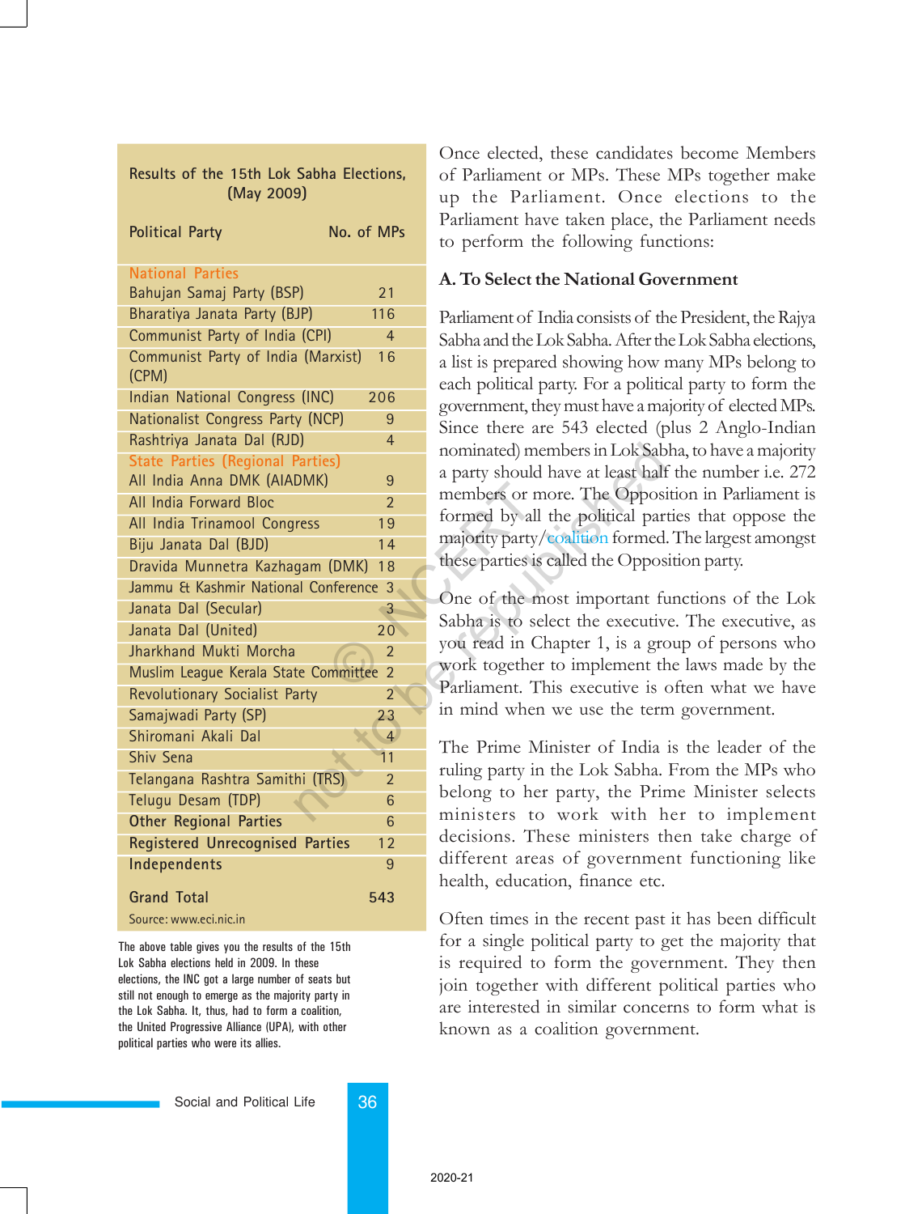| Results of the 15th Lok Sabha Elections, (May 2009) | |
|---|---|
| **Political Party** | **No. of MPs** |
| **National Parties** | |
| Bahujan Samaj Party (BSP) | 21 |
| Bharatiya Janata Party (BJP) | 116 |
| Communist Party of India (CPI) | 4 |
| Communist Party of India (Marxist) (CPM) | 16 |
| Indian National Congress (INC) | 206 |
| Nationalist Congress Party (NCP) | 9 |
| Rashtriya Janata Dal (RJD) | 4 |
| **State Parties (Regional Parties)** | |
| All India Anna DMK (AIADMK) | 9 |
| All India Forward Bloc | 2 |
| All India Trinamool Congress | 19 |
| Biju Janata Dal (BJD) | 14 |
| Dravida Munnetra Kazhagam (DMK) | 18 |
| Jammu & Kashmir National Conference | 3 |
| Janata Dal (Secular) | 3 |
| Janata Dal (United) | 20 |
| Jharkhand Mukti Morcha | 2 |
| Muslim League Kerala State Committee | 2 |
| Revolutionary Socialist Party | 2 |
| Samajwadi Party (SP) | 23 |
| Shiromani Akali Dal | 4 |
| Shiv Sena | 11 |
| Telangana Rashtra Samithi (TRS) | 2 |
| Telugu Desam (TDP) | 6 |
| **Other Regional Parties** | 6 |
| **Registered Unrecognised Parties** | 12 |
| **Independents** | 9 |
| **Grand Total** | **543** |

Source: www.eci.nic.in

The above table gives you the results of the 15th Lok Sabha elections held in 2009. In these elections, the INC got a large number of seats but still not enough to emerge as the majority party in the Lok Sabha. It, thus, had to form a coalition, the United Progressive Alliance (UPA), with other political parties who were its allies.

Once elected, these candidates become Members of Parliament or MPs. These MPs together make up the Parliament. Once elections to the Parliament have taken place, the Parliament needs to perform the following functions:

### A. To Select the National Government

Parliament of India consists of the President, the Rajya Sabha and the Lok Sabha. After the Lok Sabha elections, a list is prepared showing how many MPs belong to each political party. For a political party to form the government, they must have a majority of elected MPs. Since there are 543 elected (plus 2 Anglo-Indian nominated) members in Lok Sabha, to have a majority a party should have at least half the number i.e. 272 members or more. The Opposition in Parliament is formed by all the political parties that oppose the majority party/coalition formed. The largest amongst these parties is called the Opposition party.

One of the most important functions of the Lok Sabha is to select the executive. The executive, as you read in Chapter 1, is a group of persons who work together to implement the laws made by the Parliament. This executive is often what we have in mind when we use the term government.

The Prime Minister of India is the leader of the ruling party in the Lok Sabha. From the MPs who belong to her party, the Prime Minister selects ministers to work with her to implement decisions. These ministers then take charge of different areas of government functioning like health, education, finance etc.

Often times in the recent past it has been difficult for a single political party to get the majority that is required to form the government. They then join together with different political parties who are interested in similar concerns to form what is known as a coalition government.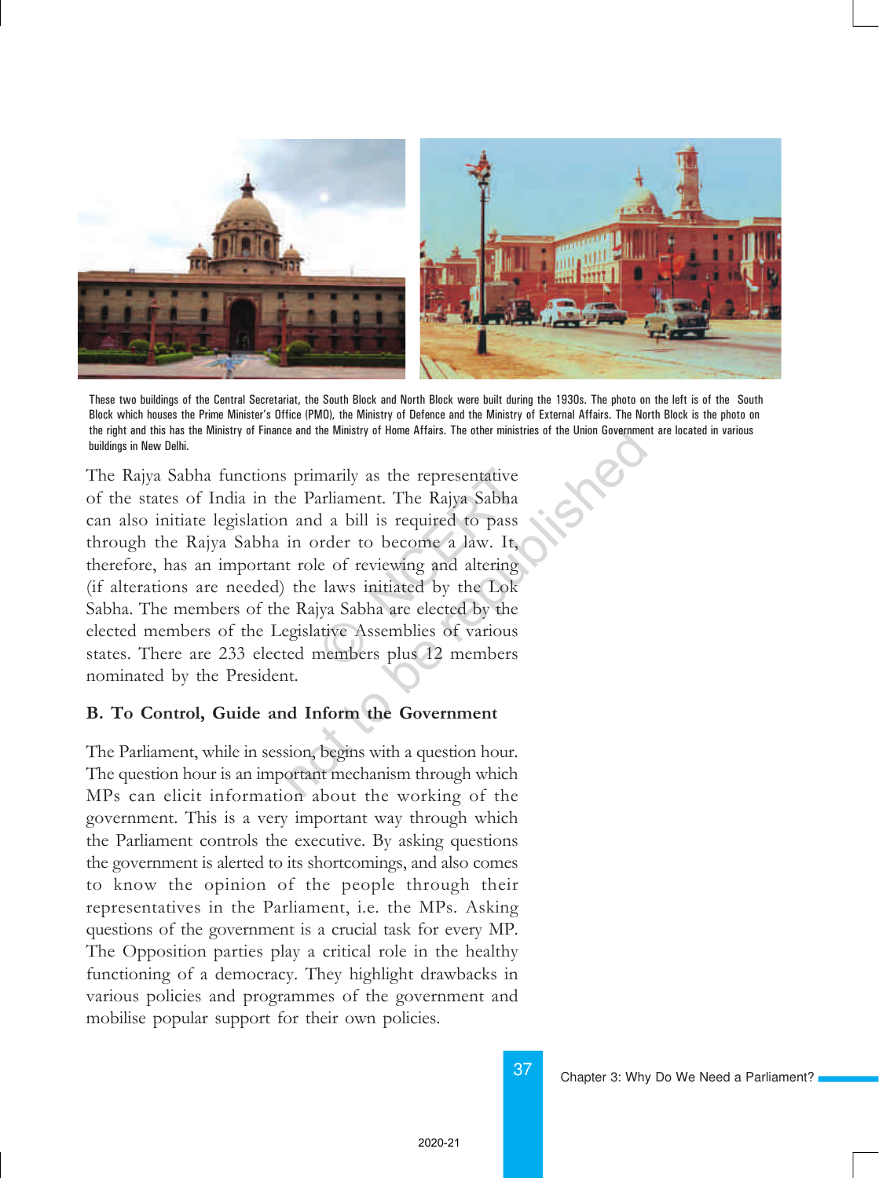These two buildings of the Central Secretariat, the South Block and North Block were built during the 1930s. The photo on the left is of the South Block which houses the Prime Minister's Office (PMO), the Ministry of Defence and the Ministry of External Affairs. The North Block is the photo on the right and this has the Ministry of Finance and the Ministry of Home Affairs. The other ministries of the Union Government are located in various buildings in New Delhi.

The Rajya Sabha functions primarily as the representative of the states of India in the Parliament. The Rajya Sabha can also initiate legislation and a bill is required to pass through the Rajya Sabha in order to become a law. It, therefore, has an important role of reviewing and altering (if alterations are needed) the laws initiated by the Lok Sabha. The members of the Rajya Sabha are elected by the elected members of the Legislative Assemblies of various states. There are 233 elected members plus 12 members nominated by the President.

### B. To Control, Guide and Inform the Government

The Parliament, while in session, begins with a question hour. The question hour is an important mechanism through which MPs can elicit information about the working of the government. This is a very important way through which the Parliament controls the executive. By asking questions the government is alerted to its shortcomings, and also comes to know the opinion of the people through their representatives in the Parliament, i.e. the MPs. Asking questions of the government is a crucial task for every MP. The Opposition parties play a critical role in the healthy functioning of a democracy. They highlight drawbacks in various policies and programmes of the government and mobilise popular support for their own policies.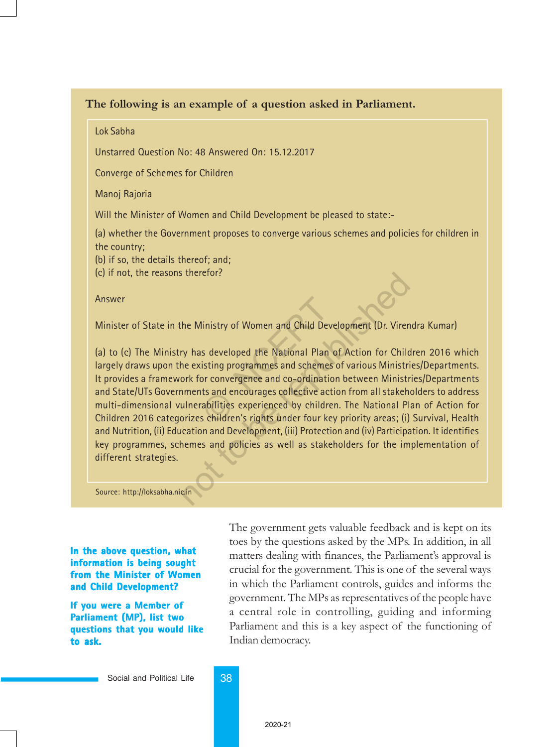**The following is an example of a question asked in Parliament.**

Lok Sabha

Unstarred Question No: 48 Answered On: 15.12.2017

Converge of Schemes for Children

Manoj Rajoria

Will the Minister of Women and Child Development be pleased to state:-

(a) whether the Government proposes to converge various schemes and policies for children in the country;
(b) if so, the details thereof; and;
(c) if not, the reasons therefor?

Answer

Minister of State in the Ministry of Women and Child Development (Dr. Virendra Kumar)

(a) to (c) The Ministry has developed the National Plan of Action for Children 2016 which largely draws upon the existing programmes and schemes of various Ministries/Departments. It provides a framework for convergence and co-ordination between Ministries/Departments and State/UTs Governments and encourages collective action from all stakeholders to address multi-dimensional vulnerabilities experienced by children. The National Plan of Action for Children 2016 categorizes children's rights under four key priority areas; (i) Survival, Health and Nutrition, (ii) Education and Development, (iii) Protection and (iv) Participation. It identifies key programmes, schemes and policies as well as stakeholders for the implementation of different strategies.

Source: http://loksabha.nic.in

**In the above question, what information is being sought from the Minister of Women and Child Development?**

**If you were a Member of Parliament (MP), list two questions that you would like to ask.**

The government gets valuable feedback and is kept on its toes by the questions asked by the MPs. In addition, in all matters dealing with finances, the Parliament's approval is crucial for the government. This is one of the several ways in which the Parliament controls, guides and informs the government. The MPs as representatives of the people have a central role in controlling, guiding and informing Parliament and this is a key aspect of the functioning of Indian democracy.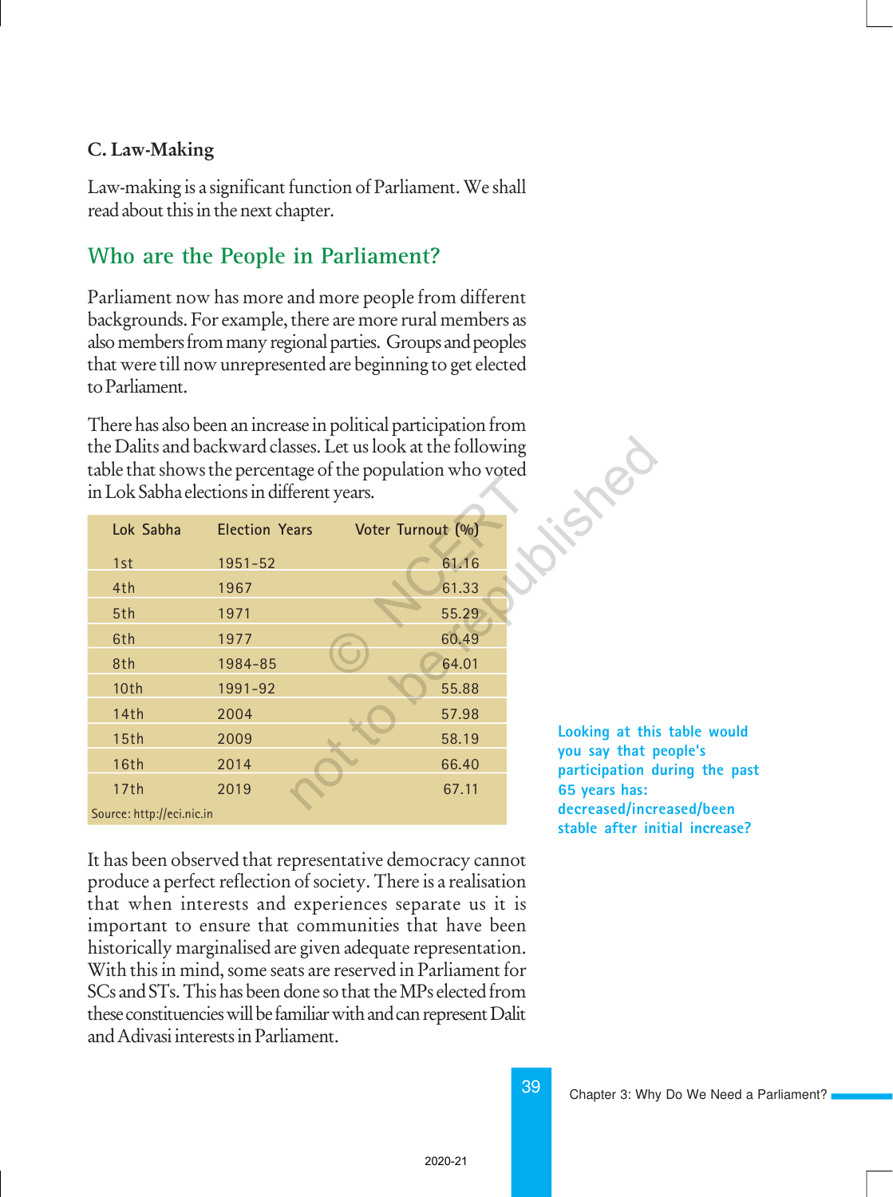### C. Law-Making

Law-making is a significant function of Parliament. We shall read about this in the next chapter.

## Who are the People in Parliament?

Parliament now has more and more people from different backgrounds. For example, there are more rural members as also members from many regional parties. Groups and peoples that were till now unrepresented are beginning to get elected to Parliament.

There has also been an increase in political participation from the Dalits and backward classes. Let us look at the following table that shows the percentage of the population who voted in Lok Sabha elections in different years.

| Lok Sabha | Election Years | Voter Turnout (%) |
|---|---|---|
| 1st | 1951-52 | 61.16 |
| 4th | 1967 | 61.33 |
| 5th | 1971 | 55.29 |
| 6th | 1977 | 60.49 |
| 8th | 1984-85 | 64.01 |
| 10th | 1991-92 | 55.88 |
| 14th | 2004 | 57.98 |
| 15th | 2009 | 58.19 |
| 16th | 2014 | 66.40 |
| 17th | 2019 | 67.11 |

Source: http://eci.nic.in

**Looking at this table would you say that people's participation during the past 65 years has: decreased/increased/been stable after initial increase?**

It has been observed that representative democracy cannot produce a perfect reflection of society. There is a realisation that when interests and experiences separate us it is important to ensure that communities that have been historically marginalised are given adequate representation. With this in mind, some seats are reserved in Parliament for SCs and STs. This has been done so that the MPs elected from these constituencies will be familiar with and can represent Dalit and Adivasi interests in Parliament.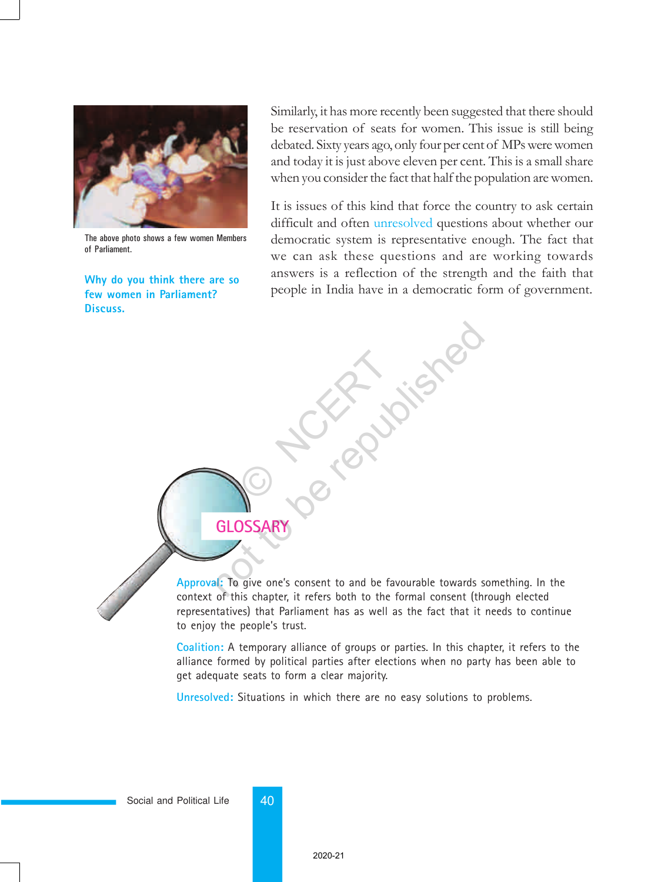The above photo shows a few women Members of Parliament.

**Why do you think there are so few women in Parliament? Discuss.**

Similarly, it has more recently been suggested that there should be reservation of seats for women. This issue is still being debated. Sixty years ago, only four per cent of MPs were women and today it is just above eleven per cent. This is a small share when you consider the fact that half the population are women.

It is issues of this kind that force the country to ask certain difficult and often unresolved questions about whether our democratic system is representative enough. The fact that we can ask these questions and are working towards answers is a reflection of the strength and the faith that people in India have in a democratic form of government.

## GLOSSARY

**Approval:** To give one's consent to and be favourable towards something. In the context of this chapter, it refers both to the formal consent (through elected representatives) that Parliament has as well as the fact that it needs to continue to enjoy the people's trust.

**Coalition:** A temporary alliance of groups or parties. In this chapter, it refers to the alliance formed by political parties after elections when no party has been able to get adequate seats to form a clear majority.

**Unresolved:** Situations in which there are no easy solutions to problems.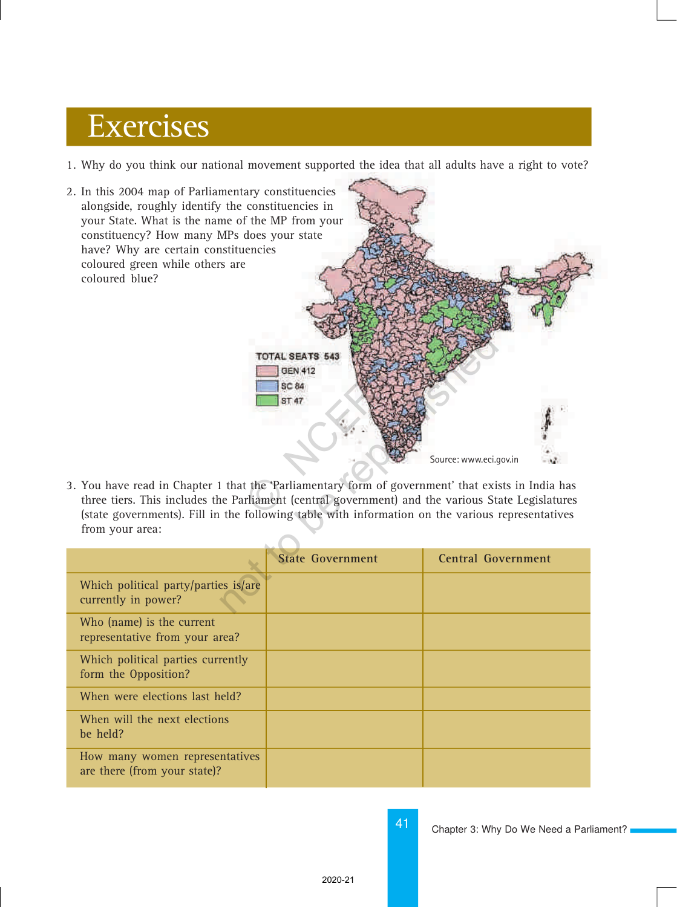# Exercises

1. Why do you think our national movement supported the idea that all adults have a right to vote?

2. In this 2004 map of Parliamentary constituencies alongside, roughly identify the constituencies in your State. What is the name of the MP from your constituency? How many MPs does your state have? Why are certain constituencies coloured green while others are coloured blue?

TOTAL SEATS 543

GEN 412

SC 84

ST 47

Source: www.eci.gov.in

3. You have read in Chapter 1 that the 'Parliamentary form of government' that exists in India has three tiers. This includes the Parliament (central government) and the various State Legislatures (state governments). Fill in the following table with information on the various representatives from your area:

| | State Government | Central Government |
|---|---|---|
| Which political party/parties is/are currently in power? | | |
| Who (name) is the current representative from your area? | | |
| Which political parties currently form the Opposition? | | |
| When were elections last held? | | |
| When will the next elections be held? | | |
| How many women representatives are there (from your state)? | | |